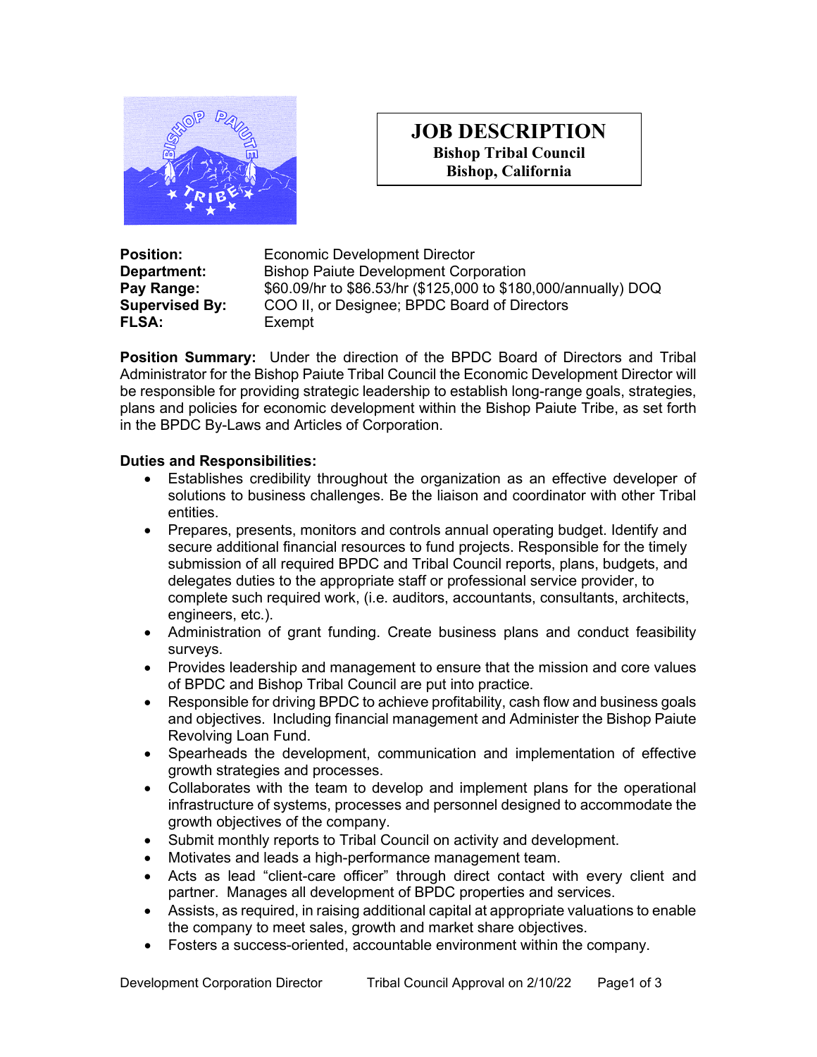# JOB DESCRIPTION

**Bishop Tribal Council**
**Bishop, California**

| | |
|---|---|
| **Position:** | Economic Development Director |
| **Department:** | Bishop Paiute Development Corporation |
| **Pay Range:** | $60.09/hr to $86.53/hr ($125,000 to $180,000/annually) DOQ |
| **Supervised By:** | COO II, or Designee; BPDC Board of Directors |
| **FLSA:** | Exempt |

**Position Summary:** Under the direction of the BPDC Board of Directors and Tribal Administrator for the Bishop Paiute Tribal Council the Economic Development Director will be responsible for providing strategic leadership to establish long-range goals, strategies, plans and policies for economic development within the Bishop Paiute Tribe, as set forth in the BPDC By-Laws and Articles of Corporation.

**Duties and Responsibilities:**

- Establishes credibility throughout the organization as an effective developer of solutions to business challenges. Be the liaison and coordinator with other Tribal entities.
- Prepares, presents, monitors and controls annual operating budget. Identify and secure additional financial resources to fund projects. Responsible for the timely submission of all required BPDC and Tribal Council reports, plans, budgets, and delegates duties to the appropriate staff or professional service provider, to complete such required work, (i.e. auditors, accountants, consultants, architects, engineers, etc.).
- Administration of grant funding. Create business plans and conduct feasibility surveys.
- Provides leadership and management to ensure that the mission and core values of BPDC and Bishop Tribal Council are put into practice.
- Responsible for driving BPDC to achieve profitability, cash flow and business goals and objectives. Including financial management and Administer the Bishop Paiute Revolving Loan Fund.
- Spearheads the development, communication and implementation of effective growth strategies and processes.
- Collaborates with the team to develop and implement plans for the operational infrastructure of systems, processes and personnel designed to accommodate the growth objectives of the company.
- Submit monthly reports to Tribal Council on activity and development.
- Motivates and leads a high-performance management team.
- Acts as lead "client-care officer" through direct contact with every client and partner. Manages all development of BPDC properties and services.
- Assists, as required, in raising additional capital at appropriate valuations to enable the company to meet sales, growth and market share objectives.
- Fosters a success-oriented, accountable environment within the company.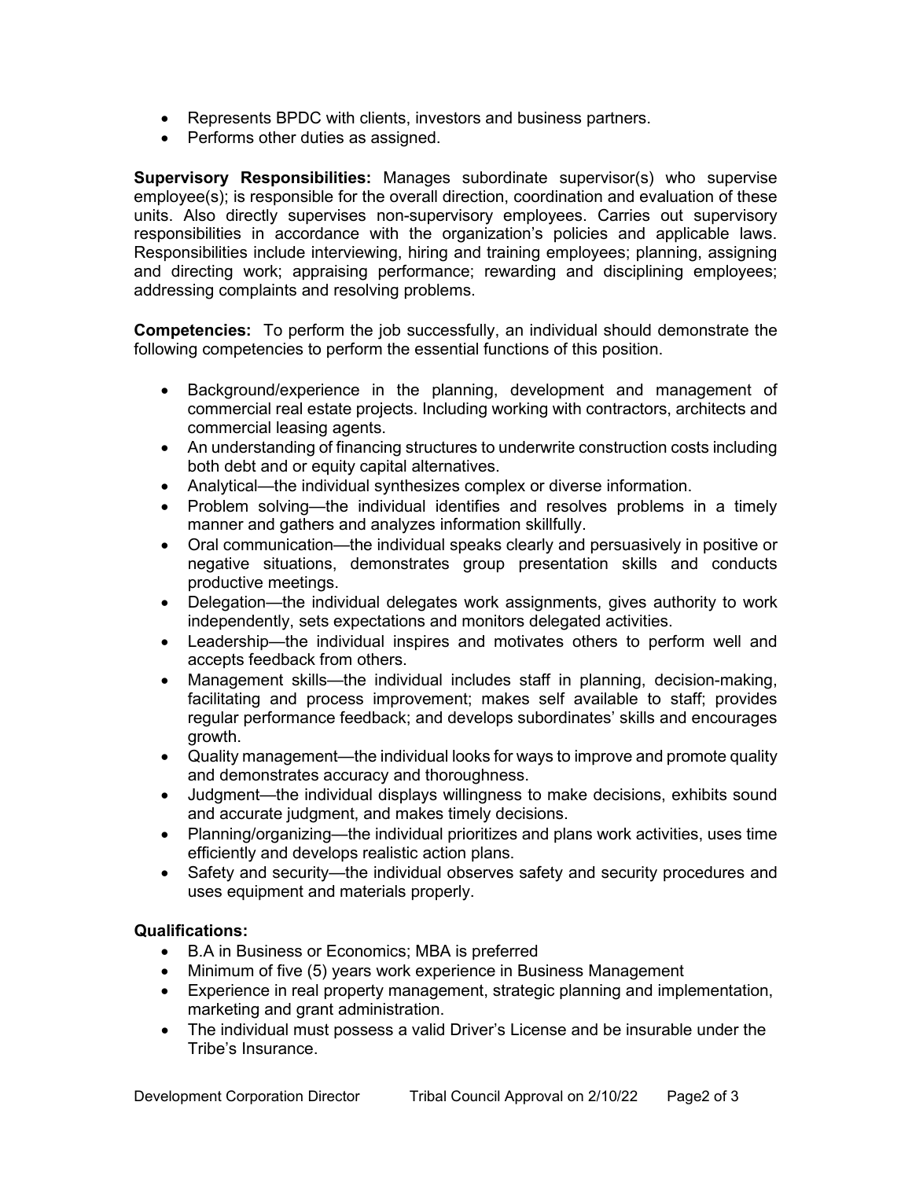- Represents BPDC with clients, investors and business partners.
- Performs other duties as assigned.

**Supervisory Responsibilities:** Manages subordinate supervisor(s) who supervise employee(s); is responsible for the overall direction, coordination and evaluation of these units. Also directly supervises non-supervisory employees. Carries out supervisory responsibilities in accordance with the organization's policies and applicable laws. Responsibilities include interviewing, hiring and training employees; planning, assigning and directing work; appraising performance; rewarding and disciplining employees; addressing complaints and resolving problems.

**Competencies:** To perform the job successfully, an individual should demonstrate the following competencies to perform the essential functions of this position.

- Background/experience in the planning, development and management of commercial real estate projects. Including working with contractors, architects and commercial leasing agents.
- An understanding of financing structures to underwrite construction costs including both debt and or equity capital alternatives.
- Analytical—the individual synthesizes complex or diverse information.
- Problem solving—the individual identifies and resolves problems in a timely manner and gathers and analyzes information skillfully.
- Oral communication—the individual speaks clearly and persuasively in positive or negative situations, demonstrates group presentation skills and conducts productive meetings.
- Delegation—the individual delegates work assignments, gives authority to work independently, sets expectations and monitors delegated activities.
- Leadership—the individual inspires and motivates others to perform well and accepts feedback from others.
- Management skills—the individual includes staff in planning, decision-making, facilitating and process improvement; makes self available to staff; provides regular performance feedback; and develops subordinates' skills and encourages growth.
- Quality management—the individual looks for ways to improve and promote quality and demonstrates accuracy and thoroughness.
- Judgment—the individual displays willingness to make decisions, exhibits sound and accurate judgment, and makes timely decisions.
- Planning/organizing—the individual prioritizes and plans work activities, uses time efficiently and develops realistic action plans.
- Safety and security—the individual observes safety and security procedures and uses equipment and materials properly.

**Qualifications:**

- B.A in Business or Economics; MBA is preferred
- Minimum of five (5) years work experience in Business Management
- Experience in real property management, strategic planning and implementation, marketing and grant administration.
- The individual must possess a valid Driver's License and be insurable under the Tribe's Insurance.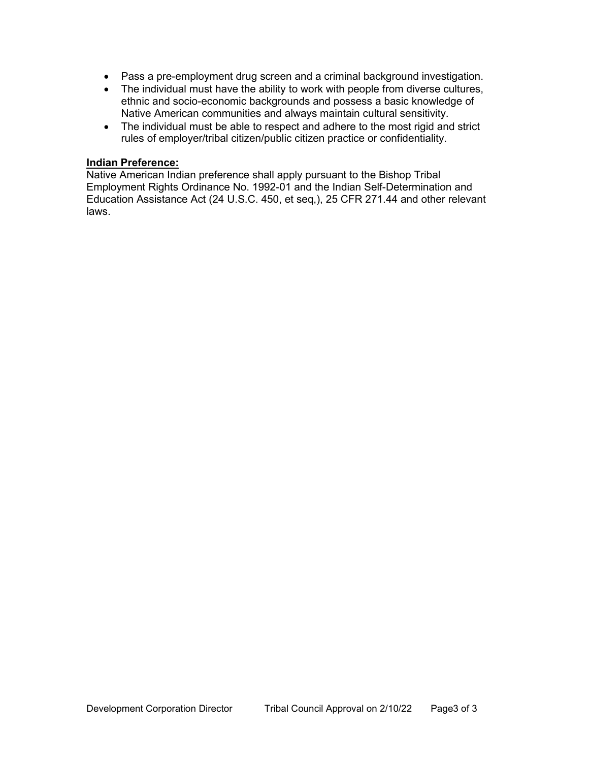- Pass a pre-employment drug screen and a criminal background investigation.
- The individual must have the ability to work with people from diverse cultures, ethnic and socio-economic backgrounds and possess a basic knowledge of Native American communities and always maintain cultural sensitivity.
- The individual must be able to respect and adhere to the most rigid and strict rules of employer/tribal citizen/public citizen practice or confidentiality.

**Indian Preference:**

Native American Indian preference shall apply pursuant to the Bishop Tribal Employment Rights Ordinance No. 1992-01 and the Indian Self-Determination and Education Assistance Act (24 U.S.C. 450, et seq,), 25 CFR 271.44 and other relevant laws.